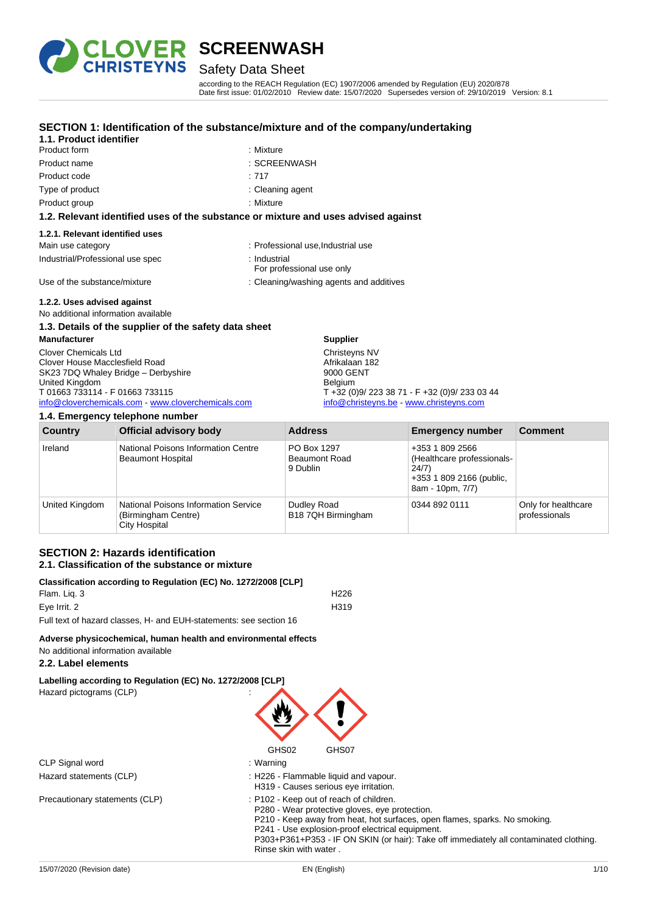# SCREENWASH

## Safety Data Sheet

according to the REACH Regulation (EC) 1907/2006 amended by Regulation (EU) 2020/878
Date first issue: 01/02/2010 Review date: 15/07/2020 Supersedes version of: 29/10/2019 Version: 8.1

## SECTION 1: Identification of the substance/mixture and of the company/undertaking

### 1.1. Product identifier

| | |
|---|---|
| Product form | : Mixture |
| Product name | : SCREENWASH |
| Product code | : 717 |
| Type of product | : Cleaning agent |
| Product group | : Mixture |

### 1.2. Relevant identified uses of the substance or mixture and uses advised against

#### 1.2.1. Relevant identified uses

| | |
|---|---|
| Main use category | : Professional use,Industrial use |
| Industrial/Professional use spec | : Industrial<br>For professional use only |
| Use of the substance/mixture | : Cleaning/washing agents and additives |

#### 1.2.2. Uses advised against

No additional information available

### 1.3. Details of the supplier of the safety data sheet

**Manufacturer**

Clover Chemicals Ltd
Clover House Macclesfield Road
SK23 7DQ Whaley Bridge – Derbyshire
United Kingdom
T 01663 733114 - F 01663 733115
info@cloverchemicals.com - www.cloverchemicals.com

**Supplier**

Christeyns NV
Afrikalaan 182
9000 GENT
Belgium
T +32 (0)9/ 223 38 71 - F +32 (0)9/ 233 03 44
info@christeyns.be - www.christeyns.com

### 1.4. Emergency telephone number

| Country | Official advisory body | Address | Emergency number | Comment |
|---|---|---|---|---|
| Ireland | National Poisons Information Centre<br>Beaumont Hospital | PO Box 1297<br>Beaumont Road<br>9 Dublin | +353 1 809 2566 (Healthcare professionals- 24/7)<br>+353 1 809 2166 (public, 8am - 10pm, 7/7) | |
| United Kingdom | National Poisons Information Service (Birmingham Centre)<br>City Hospital | Dudley Road<br>B18 7QH Birmingham | 0344 892 0111 | Only for healthcare professionals |

## SECTION 2: Hazards identification

### 2.1. Classification of the substance or mixture

**Classification according to Regulation (EC) No. 1272/2008 [CLP]**

| | |
|---|---|
| Flam. Liq. 3 | H226 |
| Eye Irrit. 2 | H319 |

Full text of hazard classes, H- and EUH-statements: see section 16

**Adverse physicochemical, human health and environmental effects**

No additional information available

### 2.2. Label elements

**Labelling according to Regulation (EC) No. 1272/2008 [CLP]**

Hazard pictograms (CLP) :

GHS02 GHS07

| | |
|---|---|
| CLP Signal word | : Warning |
| Hazard statements (CLP) | : H226 - Flammable liquid and vapour.<br>H319 - Causes serious eye irritation. |
| Precautionary statements (CLP) | : P102 - Keep out of reach of children.<br>P280 - Wear protective gloves, eye protection.<br>P210 - Keep away from heat, hot surfaces, open flames, sparks. No smoking.<br>P241 - Use explosion-proof electrical equipment.<br>P303+P361+P353 - IF ON SKIN (or hair): Take off immediately all contaminated clothing. Rinse skin with water . |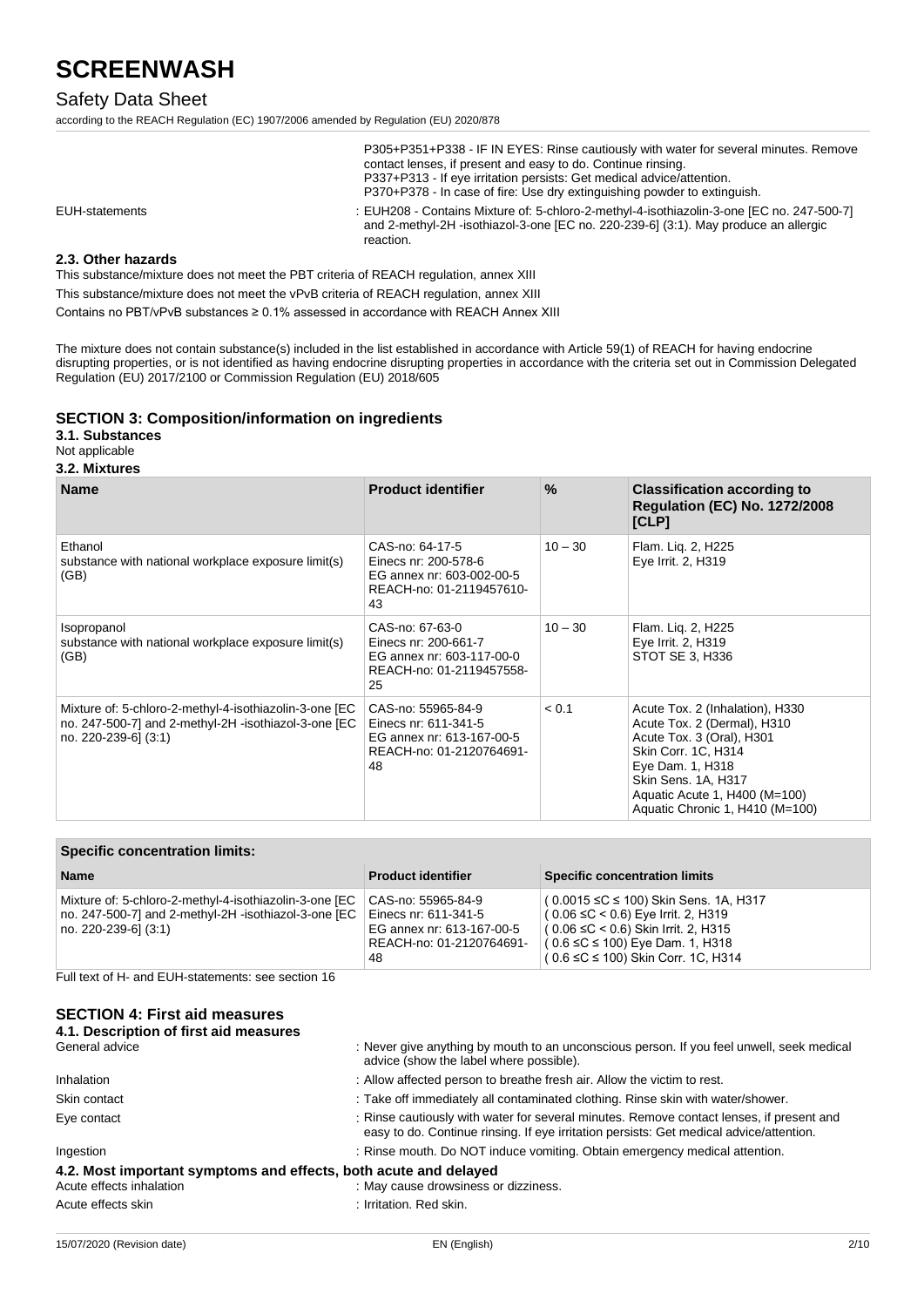|  |  |
|---|---|
|  | P305+P351+P338 - IF IN EYES: Rinse cautiously with water for several minutes. Remove contact lenses, if present and easy to do. Continue rinsing.<br>P337+P313 - If eye irritation persists: Get medical advice/attention.<br>P370+P378 - In case of fire: Use dry extinguishing powder to extinguish. |
| EUH-statements | : EUH208 - Contains Mixture of: 5-chloro-2-methyl-4-isothiazolin-3-one [EC no. 247-500-7] and 2-methyl-2H -isothiazol-3-one [EC no. 220-239-6] (3:1). May produce an allergic reaction. |

### 2.3. Other hazards

This substance/mixture does not meet the PBT criteria of REACH regulation, annex XIII

This substance/mixture does not meet the vPvB criteria of REACH regulation, annex XIII

Contains no PBT/vPvB substances ≥ 0.1% assessed in accordance with REACH Annex XIII

The mixture does not contain substance(s) included in the list established in accordance with Article 59(1) of REACH for having endocrine disrupting properties, or is not identified as having endocrine disrupting properties in accordance with the criteria set out in Commission Delegated Regulation (EU) 2017/2100 or Commission Regulation (EU) 2018/605

## SECTION 3: Composition/information on ingredients

### 3.1. Substances

Not applicable

### 3.2. Mixtures

| Name | Product identifier | % | Classification according to Regulation (EC) No. 1272/2008 [CLP] |
|---|---|---|---|
| Ethanol<br>substance with national workplace exposure limit(s) (GB) | CAS-no: 64-17-5<br>Einecs nr: 200-578-6<br>EG annex nr: 603-002-00-5<br>REACH-no: 01-2119457610-43 | 10 – 30 | Flam. Liq. 2, H225<br>Eye Irrit. 2, H319 |
| Isopropanol<br>substance with national workplace exposure limit(s) (GB) | CAS-no: 67-63-0<br>Einecs nr: 200-661-7<br>EG annex nr: 603-117-00-0<br>REACH-no: 01-2119457558-25 | 10 – 30 | Flam. Liq. 2, H225<br>Eye Irrit. 2, H319<br>STOT SE 3, H336 |
| Mixture of: 5-chloro-2-methyl-4-isothiazolin-3-one [EC no. 247-500-7] and 2-methyl-2H -isothiazol-3-one [EC no. 220-239-6] (3:1) | CAS-no: 55965-84-9<br>Einecs nr: 611-341-5<br>EG annex nr: 613-167-00-5<br>REACH-no: 01-2120764691-48 | < 0.1 | Acute Tox. 2 (Inhalation), H330<br>Acute Tox. 2 (Dermal), H310<br>Acute Tox. 3 (Oral), H301<br>Skin Corr. 1C, H314<br>Eye Dam. 1, H318<br>Skin Sens. 1A, H317<br>Aquatic Acute 1, H400 (M=100)<br>Aquatic Chronic 1, H410 (M=100) |

| Specific concentration limits: | | |
|---|---|---|
| **Name** | **Product identifier** | **Specific concentration limits** |
| Mixture of: 5-chloro-2-methyl-4-isothiazolin-3-one [EC no. 247-500-7] and 2-methyl-2H -isothiazol-3-one [EC no. 220-239-6] (3:1) | CAS-no: 55965-84-9<br>Einecs nr: 611-341-5<br>EG annex nr: 613-167-00-5<br>REACH-no: 01-2120764691-48 | ( 0.0015 ≤C ≤ 100) Skin Sens. 1A, H317<br>( 0.06 ≤C < 0.6) Eye Irrit. 2, H319<br>( 0.06 ≤C < 0.6) Skin Irrit. 2, H315<br>( 0.6 ≤C ≤ 100) Eye Dam. 1, H318<br>( 0.6 ≤C ≤ 100) Skin Corr. 1C, H314 |

Full text of H- and EUH-statements: see section 16

## SECTION 4: First aid measures

### 4.1. Description of first aid measures

| | |
|---|---|
| General advice | : Never give anything by mouth to an unconscious person. If you feel unwell, seek medical advice (show the label where possible). |
| Inhalation | : Allow affected person to breathe fresh air. Allow the victim to rest. |
| Skin contact | : Take off immediately all contaminated clothing. Rinse skin with water/shower. |
| Eye contact | : Rinse cautiously with water for several minutes. Remove contact lenses, if present and easy to do. Continue rinsing. If eye irritation persists: Get medical advice/attention. |
| Ingestion | : Rinse mouth. Do NOT induce vomiting. Obtain emergency medical attention. |

### 4.2. Most important symptoms and effects, both acute and delayed

| | |
|---|---|
| Acute effects inhalation | : May cause drowsiness or dizziness. |
| Acute effects skin | : Irritation. Red skin. |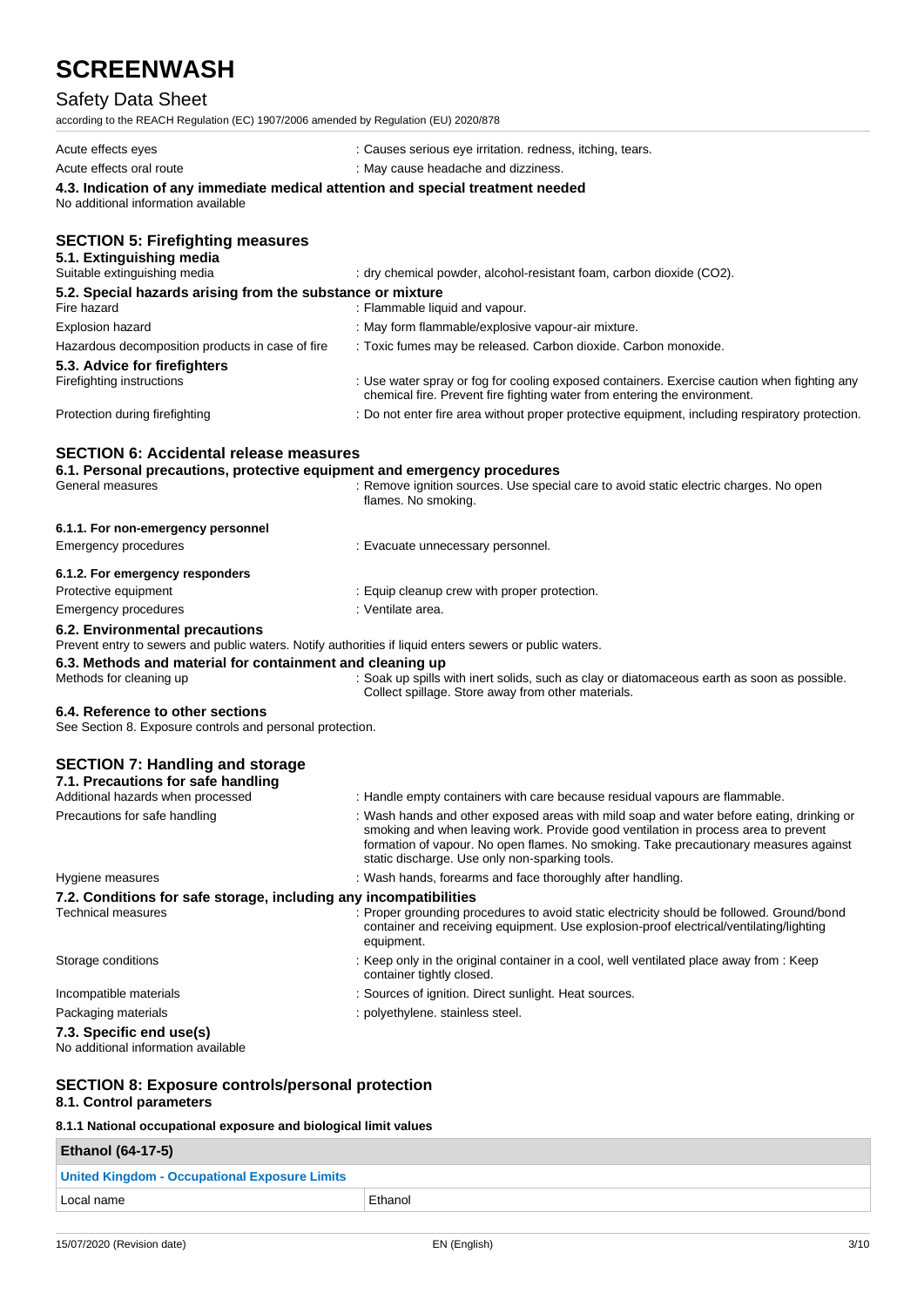| | |
|---|---|
| Acute effects eyes | : Causes serious eye irritation. redness, itching, tears. |
| Acute effects oral route | : May cause headache and dizziness. |

### 4.3. Indication of any immediate medical attention and special treatment needed

No additional information available

## SECTION 5: Firefighting measures

### 5.1. Extinguishing media

| | |
|---|---|
| Suitable extinguishing media | : dry chemical powder, alcohol-resistant foam, carbon dioxide ($CO_2$). |

### 5.2. Special hazards arising from the substance or mixture

| | |
|---|---|
| Fire hazard | : Flammable liquid and vapour. |
| Explosion hazard | : May form flammable/explosive vapour-air mixture. |
| Hazardous decomposition products in case of fire | : Toxic fumes may be released. Carbon dioxide. Carbon monoxide. |

### 5.3. Advice for firefighters

| | |
|---|---|
| Firefighting instructions | : Use water spray or fog for cooling exposed containers. Exercise caution when fighting any chemical fire. Prevent fire fighting water from entering the environment. |
| Protection during firefighting | : Do not enter fire area without proper protective equipment, including respiratory protection. |

## SECTION 6: Accidental release measures

### 6.1. Personal precautions, protective equipment and emergency procedures

| | |
|---|---|
| General measures | : Remove ignition sources. Use special care to avoid static electric charges. No open flames. No smoking. |

#### 6.1.1. For non-emergency personnel

| | |
|---|---|
| Emergency procedures | : Evacuate unnecessary personnel. |

#### 6.1.2. For emergency responders

| | |
|---|---|
| Protective equipment | : Equip cleanup crew with proper protection. |
| Emergency procedures | : Ventilate area. |

### 6.2. Environmental precautions

Prevent entry to sewers and public waters. Notify authorities if liquid enters sewers or public waters.

### 6.3. Methods and material for containment and cleaning up

| | |
|---|---|
| Methods for cleaning up | : Soak up spills with inert solids, such as clay or diatomaceous earth as soon as possible. Collect spillage. Store away from other materials. |

### 6.4. Reference to other sections

See Section 8. Exposure controls and personal protection.

## SECTION 7: Handling and storage

### 7.1. Precautions for safe handling

| | |
|---|---|
| Additional hazards when processed | : Handle empty containers with care because residual vapours are flammable. |
| Precautions for safe handling | : Wash hands and other exposed areas with mild soap and water before eating, drinking or smoking and when leaving work. Provide good ventilation in process area to prevent formation of vapour. No open flames. No smoking. Take precautionary measures against static discharge. Use only non-sparking tools. |
| Hygiene measures | : Wash hands, forearms and face thoroughly after handling. |

### 7.2. Conditions for safe storage, including any incompatibilities

| | |
|---|---|
| Technical measures | : Proper grounding procedures to avoid static electricity should be followed. Ground/bond container and receiving equipment. Use explosion-proof electrical/ventilating/lighting equipment. |
| Storage conditions | : Keep only in the original container in a cool, well ventilated place away from : Keep container tightly closed. |
| Incompatible materials | : Sources of ignition. Direct sunlight. Heat sources. |
| Packaging materials | : polyethylene. stainless steel. |

### 7.3. Specific end use(s)

No additional information available

## SECTION 8: Exposure controls/personal protection

### 8.1. Control parameters

#### 8.1.1 National occupational exposure and biological limit values

| Ethanol (64-17-5) | |
|---|---|
| **United Kingdom - Occupational Exposure Limits** | |
| Local name | Ethanol |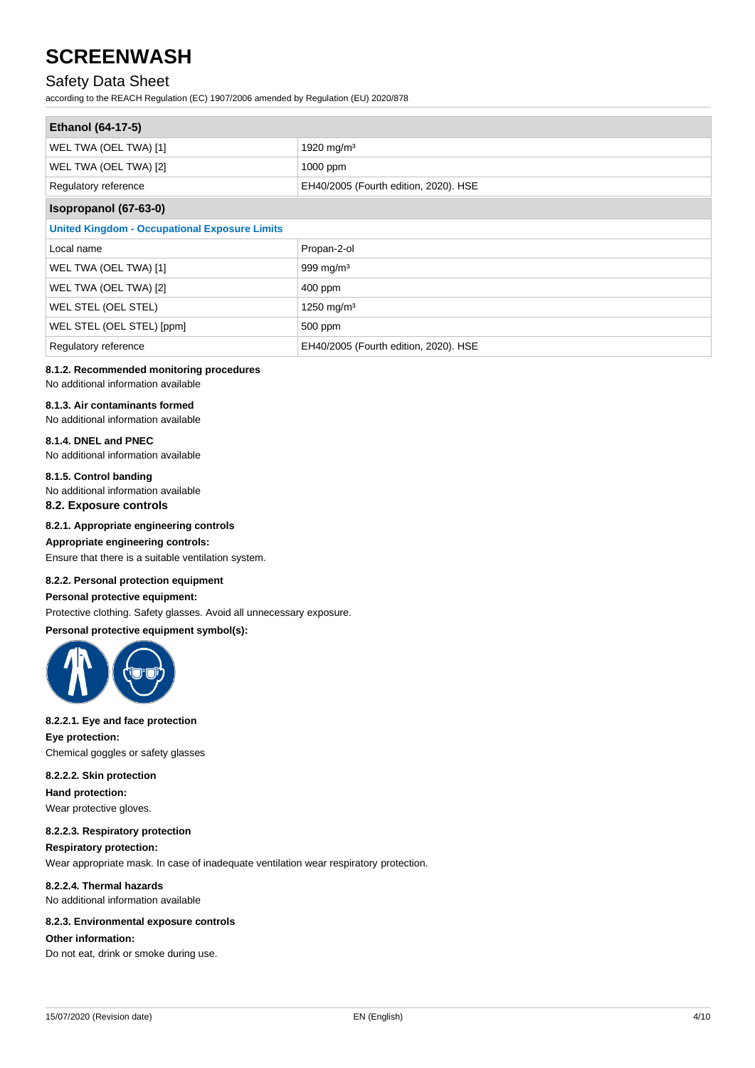| Ethanol (64-17-5) | |
|---|---|
| WEL TWA (OEL TWA) [1] | 1920 mg/m³ |
| WEL TWA (OEL TWA) [2] | 1000 ppm |
| Regulatory reference | EH40/2005 (Fourth edition, 2020). HSE |

| Isopropanol (67-63-0) | |
|---|---|
| **United Kingdom - Occupational Exposure Limits** | |
| Local name | Propan-2-ol |
| WEL TWA (OEL TWA) [1] | 999 mg/m³ |
| WEL TWA (OEL TWA) [2] | 400 ppm |
| WEL STEL (OEL STEL) | 1250 mg/m³ |
| WEL STEL (OEL STEL) [ppm] | 500 ppm |
| Regulatory reference | EH40/2005 (Fourth edition, 2020). HSE |

#### 8.1.2. Recommended monitoring procedures

No additional information available

#### 8.1.3. Air contaminants formed

No additional information available

#### 8.1.4. DNEL and PNEC

No additional information available

#### 8.1.5. Control banding

No additional information available

### 8.2. Exposure controls

#### 8.2.1. Appropriate engineering controls

**Appropriate engineering controls:**

Ensure that there is a suitable ventilation system.

#### 8.2.2. Personal protection equipment

**Personal protective equipment:**

Protective clothing. Safety glasses. Avoid all unnecessary exposure.

**Personal protective equipment symbol(s):**

#### 8.2.2.1. Eye and face protection

**Eye protection:**

Chemical goggles or safety glasses

#### 8.2.2.2. Skin protection

**Hand protection:**

Wear protective gloves.

#### 8.2.2.3. Respiratory protection

**Respiratory protection:**

Wear appropriate mask. In case of inadequate ventilation wear respiratory protection.

#### 8.2.2.4. Thermal hazards

No additional information available

#### 8.2.3. Environmental exposure controls

**Other information:**

Do not eat, drink or smoke during use.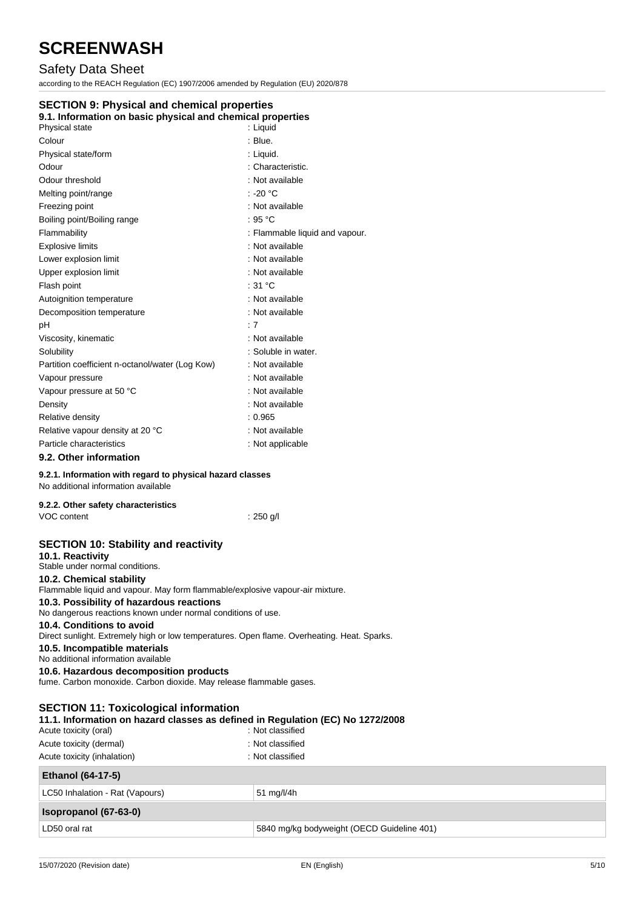## SECTION 9: Physical and chemical properties

### 9.1. Information on basic physical and chemical properties

| | |
|---|---|
| Physical state | : Liquid |
| Colour | : Blue. |
| Physical state/form | : Liquid. |
| Odour | : Characteristic. |
| Odour threshold | : Not available |
| Melting point/range | : -20 °C |
| Freezing point | : Not available |
| Boiling point/Boiling range | : 95 °C |
| Flammability | : Flammable liquid and vapour. |
| Explosive limits | : Not available |
| Lower explosion limit | : Not available |
| Upper explosion limit | : Not available |
| Flash point | : 31 °C |
| Autoignition temperature | : Not available |
| Decomposition temperature | : Not available |
| pH | : 7 |
| Viscosity, kinematic | : Not available |
| Solubility | : Soluble in water. |
| Partition coefficient n-octanol/water (Log Kow) | : Not available |
| Vapour pressure | : Not available |
| Vapour pressure at 50 °C | : Not available |
| Density | : Not available |
| Relative density | : 0.965 |
| Relative vapour density at 20 °C | : Not available |
| Particle characteristics | : Not applicable |

### 9.2. Other information

#### 9.2.1. Information with regard to physical hazard classes

No additional information available

#### 9.2.2. Other safety characteristics

| | |
|---|---|
| VOC content | : 250 g/l |

## SECTION 10: Stability and reactivity

### 10.1. Reactivity

Stable under normal conditions.

### 10.2. Chemical stability

Flammable liquid and vapour. May form flammable/explosive vapour-air mixture.

### 10.3. Possibility of hazardous reactions

No dangerous reactions known under normal conditions of use.

### 10.4. Conditions to avoid

Direct sunlight. Extremely high or low temperatures. Open flame. Overheating. Heat. Sparks.

### 10.5. Incompatible materials

No additional information available

### 10.6. Hazardous decomposition products

fume. Carbon monoxide. Carbon dioxide. May release flammable gases.

## SECTION 11: Toxicological information

### 11.1. Information on hazard classes as defined in Regulation (EC) No 1272/2008

| | |
|---|---|
| Acute toxicity (oral) | : Not classified |
| Acute toxicity (dermal) | : Not classified |
| Acute toxicity (inhalation) | : Not classified |

| **Ethanol (64-17-5)** | |
|---|---|
| LC50 Inhalation - Rat (Vapours) | 51 mg/l/4h |

| **Isopropanol (67-63-0)** | |
|---|---|
| LD50 oral rat | 5840 mg/kg bodyweight (OECD Guideline 401) |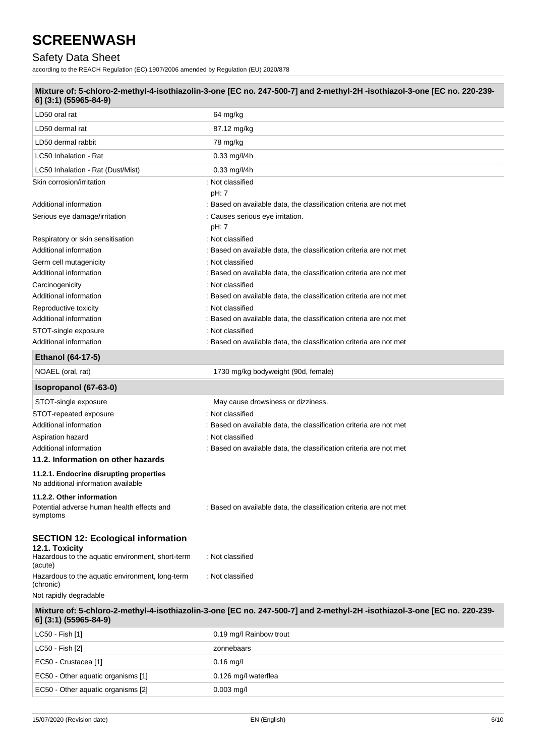| Mixture of: 5-chloro-2-methyl-4-isothiazolin-3-one [EC no. 247-500-7] and 2-methyl-2H -isothiazol-3-one [EC no. 220-239-6] (3:1) (55965-84-9) | |
|---|---|
| LD50 oral rat | 64 mg/kg |
| LD50 dermal rat | 87.12 mg/kg |
| LD50 dermal rabbit | 78 mg/kg |
| LC50 Inhalation - Rat | 0.33 mg/l/4h |
| LC50 Inhalation - Rat (Dust/Mist) | 0.33 mg/l/4h |

Skin corrosion/irritation : Not classified
pH: 7

Additional information : Based on available data, the classification criteria are not met

Serious eye damage/irritation : Causes serious eye irritation.
pH: 7

Respiratory or skin sensitisation : Not classified

Additional information : Based on available data, the classification criteria are not met

Germ cell mutagenicity : Not classified

Additional information : Based on available data, the classification criteria are not met

Carcinogenicity : Not classified

Additional information : Based on available data, the classification criteria are not met

Reproductive toxicity : Not classified

Additional information : Based on available data, the classification criteria are not met

STOT-single exposure : Not classified

Additional information : Based on available data, the classification criteria are not met

| Ethanol (64-17-5) | |
|---|---|
| NOAEL (oral, rat) | 1730 mg/kg bodyweight (90d, female) |

| Isopropanol (67-63-0) | |
|---|---|
| STOT-single exposure | May cause drowsiness or dizziness. |

STOT-repeated exposure : Not classified

Additional information : Based on available data, the classification criteria are not met

Aspiration hazard : Not classified

Additional information : Based on available data, the classification criteria are not met

### 11.2. Information on other hazards

#### 11.2.1. Endocrine disrupting properties

No additional information available

#### 11.2.2. Other information

Potential adverse human health effects and symptoms : Based on available data, the classification criteria are not met

## SECTION 12: Ecological information

### 12.1. Toxicity

Hazardous to the aquatic environment, short-term (acute) : Not classified

Hazardous to the aquatic environment, long-term (chronic) : Not classified

Not rapidly degradable

| Mixture of: 5-chloro-2-methyl-4-isothiazolin-3-one [EC no. 247-500-7] and 2-methyl-2H -isothiazol-3-one [EC no. 220-239-6] (3:1) (55965-84-9) | |
|---|---|
| LC50 - Fish [1] | 0.19 mg/l Rainbow trout |
| LC50 - Fish [2] | zonnebaars |
| EC50 - Crustacea [1] | 0.16 mg/l |
| EC50 - Other aquatic organisms [1] | 0.126 mg/l waterflea |
| EC50 - Other aquatic organisms [2] | 0.003 mg/l |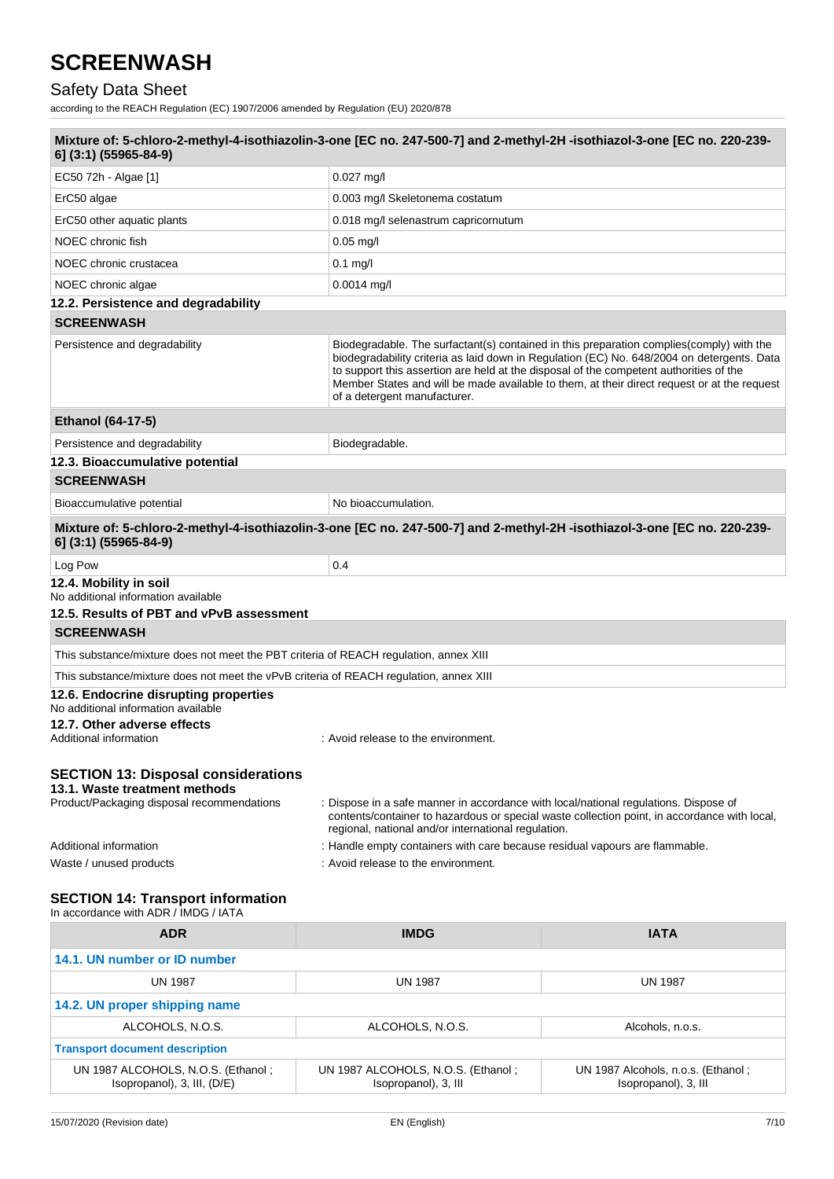| Mixture of: 5-chloro-2-methyl-4-isothiazolin-3-one [EC no. 247-500-7] and 2-methyl-2H -isothiazol-3-one [EC no. 220-239-6] (3:1) (55965-84-9) | |
|---|---|
| EC50 72h - Algae [1] | 0.027 mg/l |
| ErC50 algae | 0.003 mg/l Skeletonema costatum |
| ErC50 other aquatic plants | 0.018 mg/l selenastrum capricornutum |
| NOEC chronic fish | 0.05 mg/l |
| NOEC chronic crustacea | 0.1 mg/l |
| NOEC chronic algae | 0.0014 mg/l |

### 12.2. Persistence and degradability

| SCREENWASH | |
|---|---|
| Persistence and degradability | Biodegradable. The surfactant(s) contained in this preparation complies(comply) with the biodegradability criteria as laid down in Regulation (EC) No. 648/2004 on detergents. Data to support this assertion are held at the disposal of the competent authorities of the Member States and will be made available to them, at their direct request or at the request of a detergent manufacturer. |

| Ethanol (64-17-5) | |
|---|---|
| Persistence and degradability | Biodegradable. |

### 12.3. Bioaccumulative potential

| SCREENWASH | |
|---|---|
| Bioaccumulative potential | No bioaccumulation. |

| Mixture of: 5-chloro-2-methyl-4-isothiazolin-3-one [EC no. 247-500-7] and 2-methyl-2H -isothiazol-3-one [EC no. 220-239-6] (3:1) (55965-84-9) | |
|---|---|
| Log Pow | 0.4 |

### 12.4. Mobility in soil

No additional information available

### 12.5. Results of PBT and vPvB assessment

| SCREENWASH |
|---|
| This substance/mixture does not meet the PBT criteria of REACH regulation, annex XIII |
| This substance/mixture does not meet the vPvB criteria of REACH regulation, annex XIII |

### 12.6. Endocrine disrupting properties

No additional information available

### 12.7. Other adverse effects

Additional information : Avoid release to the environment.

## SECTION 13: Disposal considerations

### 13.1. Waste treatment methods

Product/Packaging disposal recommendations : Dispose in a safe manner in accordance with local/national regulations. Dispose of contents/container to hazardous or special waste collection point, in accordance with local, regional, national and/or international regulation.

Additional information : Handle empty containers with care because residual vapours are flammable.

Waste / unused products : Avoid release to the environment.

## SECTION 14: Transport information

In accordance with ADR / IMDG / IATA

| ADR | IMDG | IATA |
|---|---|---|
| **14.1. UN number or ID number** | | |
| UN 1987 | UN 1987 | UN 1987 |
| **14.2. UN proper shipping name** | | |
| ALCOHOLS, N.O.S. | ALCOHOLS, N.O.S. | Alcohols, n.o.s. |
| **Transport document description** | | |
| UN 1987 ALCOHOLS, N.O.S. (Ethanol ; Isopropanol), 3, III, (D/E) | UN 1987 ALCOHOLS, N.O.S. (Ethanol ; Isopropanol), 3, III | UN 1987 Alcohols, n.o.s. (Ethanol ; Isopropanol), 3, III |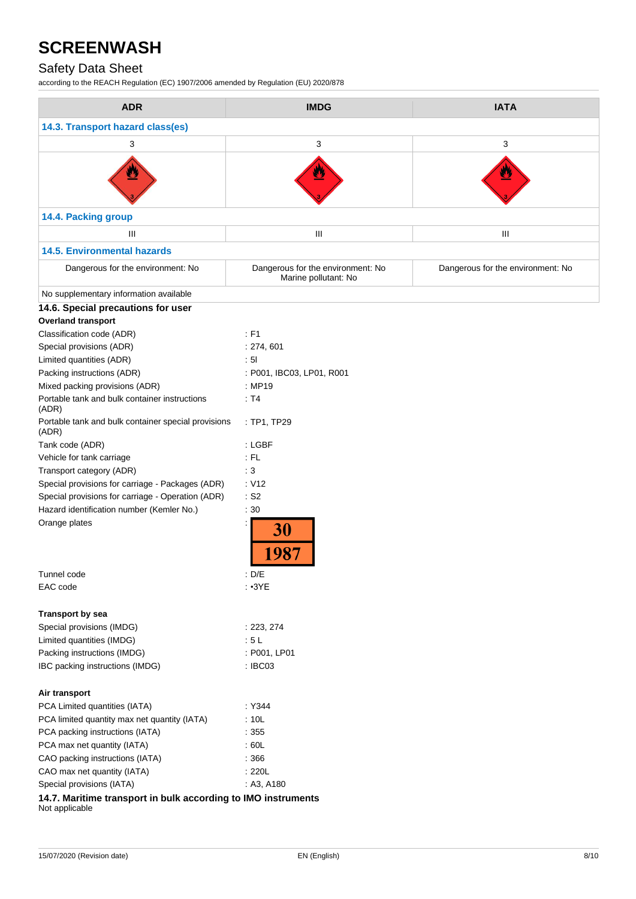| ADR | IMDG | IATA |
|---|---|---|
| **14.3. Transport hazard class(es)** | | |
| 3 | 3 | 3 |
| | | |
| **14.4. Packing group** | | |
| III | III | III |
| **14.5. Environmental hazards** | | |
| Dangerous for the environment: No | Dangerous for the environment: No<br>Marine pollutant: No | Dangerous for the environment: No |
| No supplementary information available | | |

### 14.6. Special precautions for user

**Overland transport**

| | |
|---|---|
| Classification code (ADR) | : F1 |
| Special provisions (ADR) | : 274, 601 |
| Limited quantities (ADR) | : 5l |
| Packing instructions (ADR) | : P001, IBC03, LP01, R001 |
| Mixed packing provisions (ADR) | : MP19 |
| Portable tank and bulk container instructions (ADR) | : T4 |
| Portable tank and bulk container special provisions (ADR) | : TP1, TP29 |
| Tank code (ADR) | : LGBF |
| Vehicle for tank carriage | : FL |
| Transport category (ADR) | : 3 |
| Special provisions for carriage - Packages (ADR) | : V12 |
| Special provisions for carriage - Operation (ADR) | : S2 |
| Hazard identification number (Kemler No.) | : 30 |
| Orange plates | : 30 / 1987 |
| Tunnel code | : D/E |
| EAC code | : •3YE |

**Transport by sea**

| | |
|---|---|
| Special provisions (IMDG) | : 223, 274 |
| Limited quantities (IMDG) | : 5 L |
| Packing instructions (IMDG) | : P001, LP01 |
| IBC packing instructions (IMDG) | : IBC03 |

**Air transport**

| | |
|---|---|
| PCA Limited quantities (IATA) | : Y344 |
| PCA limited quantity max net quantity (IATA) | : 10L |
| PCA packing instructions (IATA) | : 355 |
| PCA max net quantity (IATA) | : 60L |
| CAO packing instructions (IATA) | : 366 |
| CAO max net quantity (IATA) | : 220L |
| Special provisions (IATA) | : A3, A180 |

### 14.7. Maritime transport in bulk according to IMO instruments

Not applicable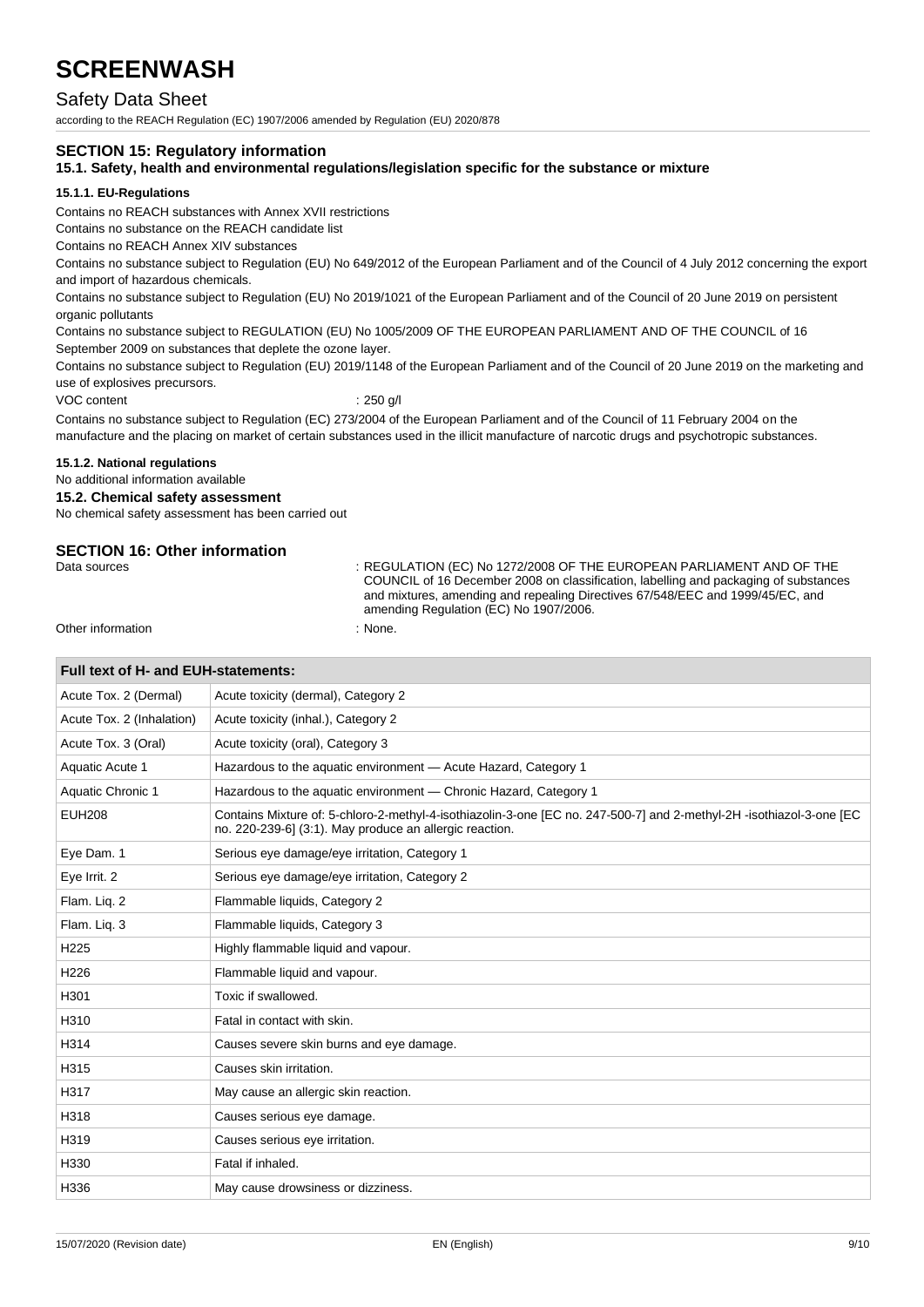# SCREENWASH

Safety Data Sheet

according to the REACH Regulation (EC) 1907/2006 amended by Regulation (EU) 2020/878

## SECTION 15: Regulatory information

### 15.1. Safety, health and environmental regulations/legislation specific for the substance or mixture

#### 15.1.1. EU-Regulations

Contains no REACH substances with Annex XVII restrictions

Contains no substance on the REACH candidate list

Contains no REACH Annex XIV substances

Contains no substance subject to Regulation (EU) No 649/2012 of the European Parliament and of the Council of 4 July 2012 concerning the export and import of hazardous chemicals.

Contains no substance subject to Regulation (EU) No 2019/1021 of the European Parliament and of the Council of 20 June 2019 on persistent organic pollutants

Contains no substance subject to REGULATION (EU) No 1005/2009 OF THE EUROPEAN PARLIAMENT AND OF THE COUNCIL of 16 September 2009 on substances that deplete the ozone layer.

Contains no substance subject to Regulation (EU) 2019/1148 of the European Parliament and of the Council of 20 June 2019 on the marketing and use of explosives precursors.

VOC content : 250 g/l

Contains no substance subject to Regulation (EC) 273/2004 of the European Parliament and of the Council of 11 February 2004 on the manufacture and the placing on market of certain substances used in the illicit manufacture of narcotic drugs and psychotropic substances.

#### 15.1.2. National regulations

No additional information available

### 15.2. Chemical safety assessment

No chemical safety assessment has been carried out

## SECTION 16: Other information

Data sources : REGULATION (EC) No 1272/2008 OF THE EUROPEAN PARLIAMENT AND OF THE COUNCIL of 16 December 2008 on classification, labelling and packaging of substances and mixtures, amending and repealing Directives 67/548/EEC and 1999/45/EC, and amending Regulation (EC) No 1907/2006.

Other information : None.

| Full text of H- and EUH-statements: | |
|---|---|
| Acute Tox. 2 (Dermal) | Acute toxicity (dermal), Category 2 |
| Acute Tox. 2 (Inhalation) | Acute toxicity (inhal.), Category 2 |
| Acute Tox. 3 (Oral) | Acute toxicity (oral), Category 3 |
| Aquatic Acute 1 | Hazardous to the aquatic environment — Acute Hazard, Category 1 |
| Aquatic Chronic 1 | Hazardous to the aquatic environment — Chronic Hazard, Category 1 |
| EUH208 | Contains Mixture of: 5-chloro-2-methyl-4-isothiazolin-3-one [EC no. 247-500-7] and 2-methyl-2H -isothiazol-3-one [EC no. 220-239-6] (3:1). May produce an allergic reaction. |
| Eye Dam. 1 | Serious eye damage/eye irritation, Category 1 |
| Eye Irrit. 2 | Serious eye damage/eye irritation, Category 2 |
| Flam. Liq. 2 | Flammable liquids, Category 2 |
| Flam. Liq. 3 | Flammable liquids, Category 3 |
| H225 | Highly flammable liquid and vapour. |
| H226 | Flammable liquid and vapour. |
| H301 | Toxic if swallowed. |
| H310 | Fatal in contact with skin. |
| H314 | Causes severe skin burns and eye damage. |
| H315 | Causes skin irritation. |
| H317 | May cause an allergic skin reaction. |
| H318 | Causes serious eye damage. |
| H319 | Causes serious eye irritation. |
| H330 | Fatal if inhaled. |
| H336 | May cause drowsiness or dizziness. |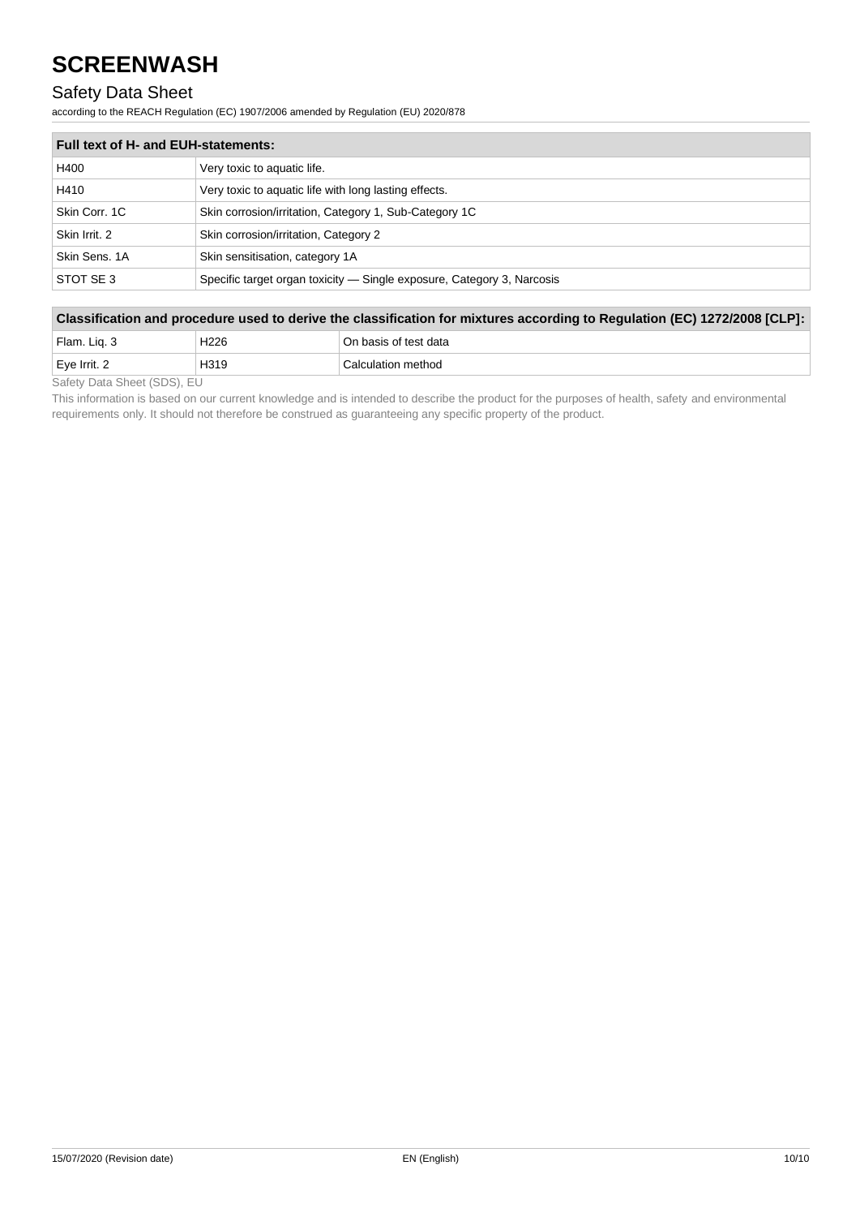| Full text of H- and EUH-statements: | |
|---|---|
| H400 | Very toxic to aquatic life. |
| H410 | Very toxic to aquatic life with long lasting effects. |
| Skin Corr. 1C | Skin corrosion/irritation, Category 1, Sub-Category 1C |
| Skin Irrit. 2 | Skin corrosion/irritation, Category 2 |
| Skin Sens. 1A | Skin sensitisation, category 1A |
| STOT SE 3 | Specific target organ toxicity — Single exposure, Category 3, Narcosis |

| Classification and procedure used to derive the classification for mixtures according to Regulation (EC) 1272/2008 [CLP]: | | |
|---|---|---|
| Flam. Liq. 3 | H226 | On basis of test data |
| Eye Irrit. 2 | H319 | Calculation method |

Safety Data Sheet (SDS), EU

This information is based on our current knowledge and is intended to describe the product for the purposes of health, safety and environmental requirements only. It should not therefore be construed as guaranteeing any specific property of the product.